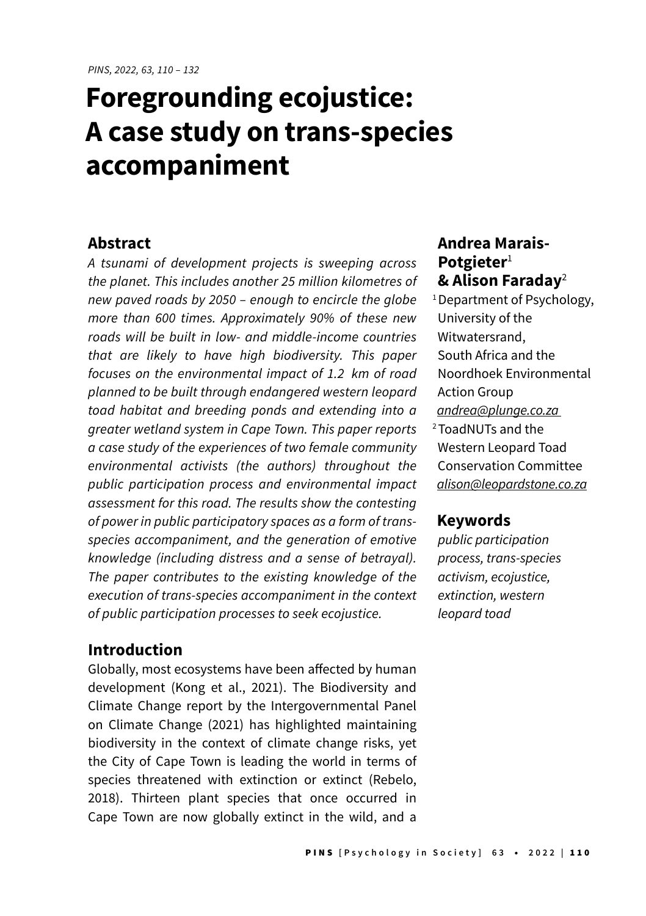# Foregrounding ecojustice: A case study on trans-species accompaniment

**Andrea Marais-Potgieter**[1] **& Alison Faraday**[2]

[1] Department of Psychology, University of the Witwatersrand, South Africa and the Noordhoek Environmental Action Group
andrea@plunge.co.za

[2] ToadNUTs and the Western Leopard Toad Conservation Committee
alison@leopardstone.co.za

## Abstract

*A tsunami of development projects is sweeping across the planet. This includes another 25 million kilometres of new paved roads by 2050 – enough to encircle the globe more than 600 times. Approximately 90% of these new roads will be built in low- and middle-income countries that are likely to have high biodiversity. This paper focuses on the environmental impact of 1.2 km of road planned to be built through endangered western leopard toad habitat and breeding ponds and extending into a greater wetland system in Cape Town. This paper reports a case study of the experiences of two female community environmental activists (the authors) throughout the public participation process and environmental impact assessment for this road. The results show the contesting of power in public participatory spaces as a form of trans-species accompaniment, and the generation of emotive knowledge (including distress and a sense of betrayal). The paper contributes to the existing knowledge of the execution of trans-species accompaniment in the context of public participation processes to seek ecojustice.*

## Keywords

*public participation process, trans-species activism, ecojustice, extinction, western leopard toad*

## Introduction

Globally, most ecosystems have been affected by human development (Kong et al., 2021). The Biodiversity and Climate Change report by the Intergovernmental Panel on Climate Change (2021) has highlighted maintaining biodiversity in the context of climate change risks, yet the City of Cape Town is leading the world in terms of species threatened with extinction or extinct (Rebelo, 2018). Thirteen plant species that once occurred in Cape Town are now globally extinct in the wild, and a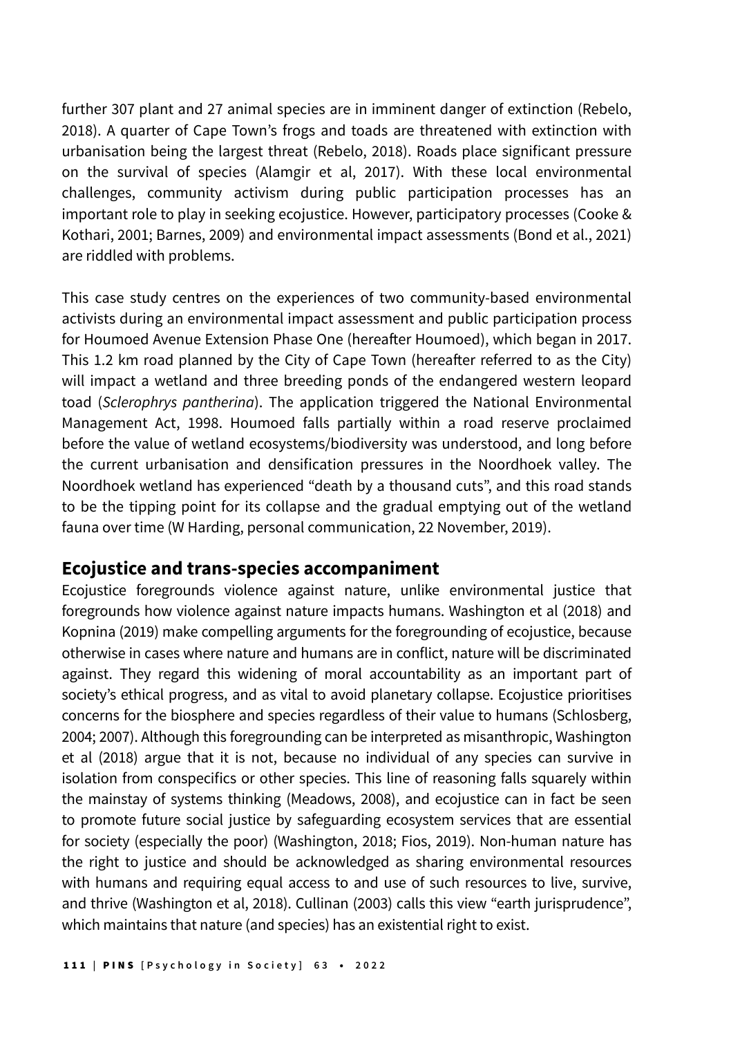further 307 plant and 27 animal species are in imminent danger of extinction (Rebelo, 2018). A quarter of Cape Town's frogs and toads are threatened with extinction with urbanisation being the largest threat (Rebelo, 2018). Roads place significant pressure on the survival of species (Alamgir et al, 2017). With these local environmental challenges, community activism during public participation processes has an important role to play in seeking ecojustice. However, participatory processes (Cooke & Kothari, 2001; Barnes, 2009) and environmental impact assessments (Bond et al., 2021) are riddled with problems.

This case study centres on the experiences of two community-based environmental activists during an environmental impact assessment and public participation process for Houmoed Avenue Extension Phase One (hereafter Houmoed), which began in 2017. This 1.2 km road planned by the City of Cape Town (hereafter referred to as the City) will impact a wetland and three breeding ponds of the endangered western leopard toad (*Sclerophrys pantherina*). The application triggered the National Environmental Management Act, 1998. Houmoed falls partially within a road reserve proclaimed before the value of wetland ecosystems/biodiversity was understood, and long before the current urbanisation and densification pressures in the Noordhoek valley. The Noordhoek wetland has experienced "death by a thousand cuts", and this road stands to be the tipping point for its collapse and the gradual emptying out of the wetland fauna over time (W Harding, personal communication, 22 November, 2019).

## Ecojustice and trans-species accompaniment

Ecojustice foregrounds violence against nature, unlike environmental justice that foregrounds how violence against nature impacts humans. Washington et al (2018) and Kopnina (2019) make compelling arguments for the foregrounding of ecojustice, because otherwise in cases where nature and humans are in conflict, nature will be discriminated against. They regard this widening of moral accountability as an important part of society's ethical progress, and as vital to avoid planetary collapse. Ecojustice prioritises concerns for the biosphere and species regardless of their value to humans (Schlosberg, 2004; 2007). Although this foregrounding can be interpreted as misanthropic, Washington et al (2018) argue that it is not, because no individual of any species can survive in isolation from conspecifics or other species. This line of reasoning falls squarely within the mainstay of systems thinking (Meadows, 2008), and ecojustice can in fact be seen to promote future social justice by safeguarding ecosystem services that are essential for society (especially the poor) (Washington, 2018; Fios, 2019). Non-human nature has the right to justice and should be acknowledged as sharing environmental resources with humans and requiring equal access to and use of such resources to live, survive, and thrive (Washington et al, 2018). Cullinan (2003) calls this view "earth jurisprudence", which maintains that nature (and species) has an existential right to exist.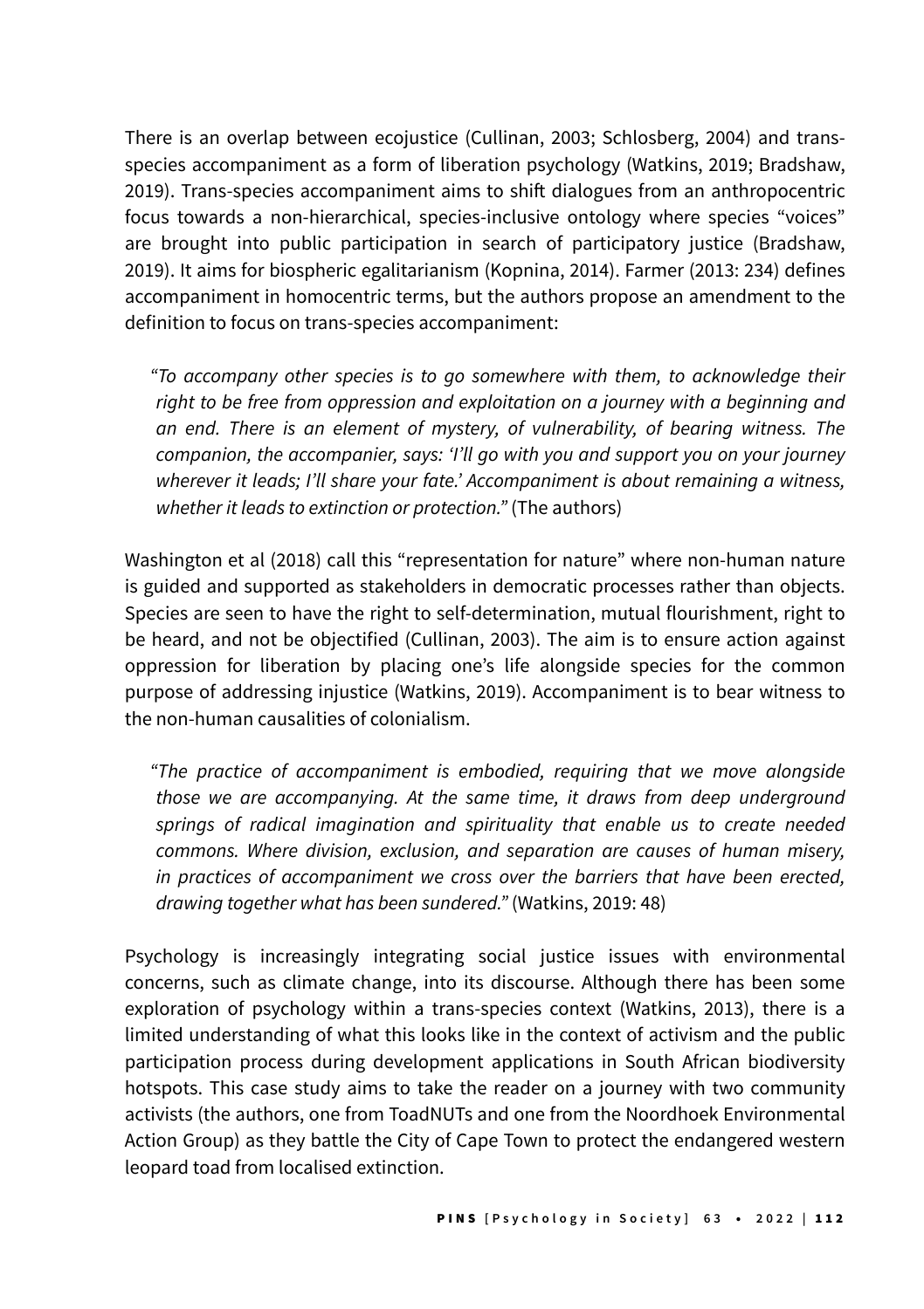There is an overlap between ecojustice (Cullinan, 2003; Schlosberg, 2004) and trans-species accompaniment as a form of liberation psychology (Watkins, 2019; Bradshaw, 2019). Trans-species accompaniment aims to shift dialogues from an anthropocentric focus towards a non-hierarchical, species-inclusive ontology where species "voices" are brought into public participation in search of participatory justice (Bradshaw, 2019). It aims for biospheric egalitarianism (Kopnina, 2014). Farmer (2013: 234) defines accompaniment in homocentric terms, but the authors propose an amendment to the definition to focus on trans-species accompaniment:

> *"To accompany other species is to go somewhere with them, to acknowledge their right to be free from oppression and exploitation on a journey with a beginning and an end. There is an element of mystery, of vulnerability, of bearing witness. The companion, the accompanier, says: 'I'll go with you and support you on your journey wherever it leads; I'll share your fate.' Accompaniment is about remaining a witness, whether it leads to extinction or protection."* (The authors)

Washington et al (2018) call this "representation for nature" where non-human nature is guided and supported as stakeholders in democratic processes rather than objects. Species are seen to have the right to self-determination, mutual flourishment, right to be heard, and not be objectified (Cullinan, 2003). The aim is to ensure action against oppression for liberation by placing one's life alongside species for the common purpose of addressing injustice (Watkins, 2019). Accompaniment is to bear witness to the non-human causalities of colonialism.

> *"The practice of accompaniment is embodied, requiring that we move alongside those we are accompanying. At the same time, it draws from deep underground springs of radical imagination and spirituality that enable us to create needed commons. Where division, exclusion, and separation are causes of human misery, in practices of accompaniment we cross over the barriers that have been erected, drawing together what has been sundered."* (Watkins, 2019: 48)

Psychology is increasingly integrating social justice issues with environmental concerns, such as climate change, into its discourse. Although there has been some exploration of psychology within a trans-species context (Watkins, 2013), there is a limited understanding of what this looks like in the context of activism and the public participation process during development applications in South African biodiversity hotspots. This case study aims to take the reader on a journey with two community activists (the authors, one from ToadNUTs and one from the Noordhoek Environmental Action Group) as they battle the City of Cape Town to protect the endangered western leopard toad from localised extinction.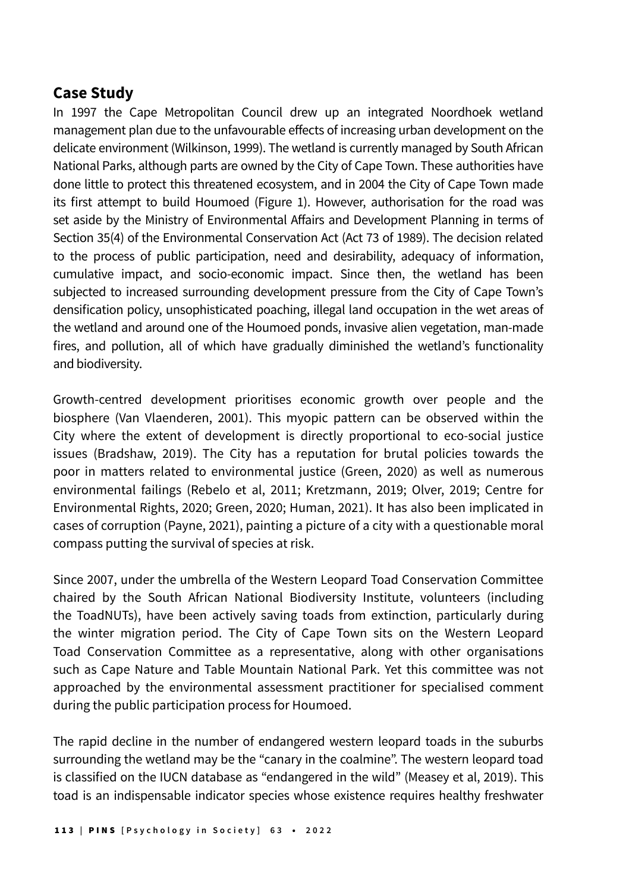## Case Study

In 1997 the Cape Metropolitan Council drew up an integrated Noordhoek wetland management plan due to the unfavourable effects of increasing urban development on the delicate environment (Wilkinson, 1999). The wetland is currently managed by South African National Parks, although parts are owned by the City of Cape Town. These authorities have done little to protect this threatened ecosystem, and in 2004 the City of Cape Town made its first attempt to build Houmoed (Figure 1). However, authorisation for the road was set aside by the Ministry of Environmental Affairs and Development Planning in terms of Section 35(4) of the Environmental Conservation Act (Act 73 of 1989). The decision related to the process of public participation, need and desirability, adequacy of information, cumulative impact, and socio-economic impact. Since then, the wetland has been subjected to increased surrounding development pressure from the City of Cape Town's densification policy, unsophisticated poaching, illegal land occupation in the wet areas of the wetland and around one of the Houmoed ponds, invasive alien vegetation, man-made fires, and pollution, all of which have gradually diminished the wetland's functionality and biodiversity.

Growth-centred development prioritises economic growth over people and the biosphere (Van Vlaenderen, 2001). This myopic pattern can be observed within the City where the extent of development is directly proportional to eco-social justice issues (Bradshaw, 2019). The City has a reputation for brutal policies towards the poor in matters related to environmental justice (Green, 2020) as well as numerous environmental failings (Rebelo et al, 2011; Kretzmann, 2019; Olver, 2019; Centre for Environmental Rights, 2020; Green, 2020; Human, 2021). It has also been implicated in cases of corruption (Payne, 2021), painting a picture of a city with a questionable moral compass putting the survival of species at risk.

Since 2007, under the umbrella of the Western Leopard Toad Conservation Committee chaired by the South African National Biodiversity Institute, volunteers (including the ToadNUTs), have been actively saving toads from extinction, particularly during the winter migration period. The City of Cape Town sits on the Western Leopard Toad Conservation Committee as a representative, along with other organisations such as Cape Nature and Table Mountain National Park. Yet this committee was not approached by the environmental assessment practitioner for specialised comment during the public participation process for Houmoed.

The rapid decline in the number of endangered western leopard toads in the suburbs surrounding the wetland may be the "canary in the coalmine". The western leopard toad is classified on the IUCN database as "endangered in the wild" (Measey et al, 2019). This toad is an indispensable indicator species whose existence requires healthy freshwater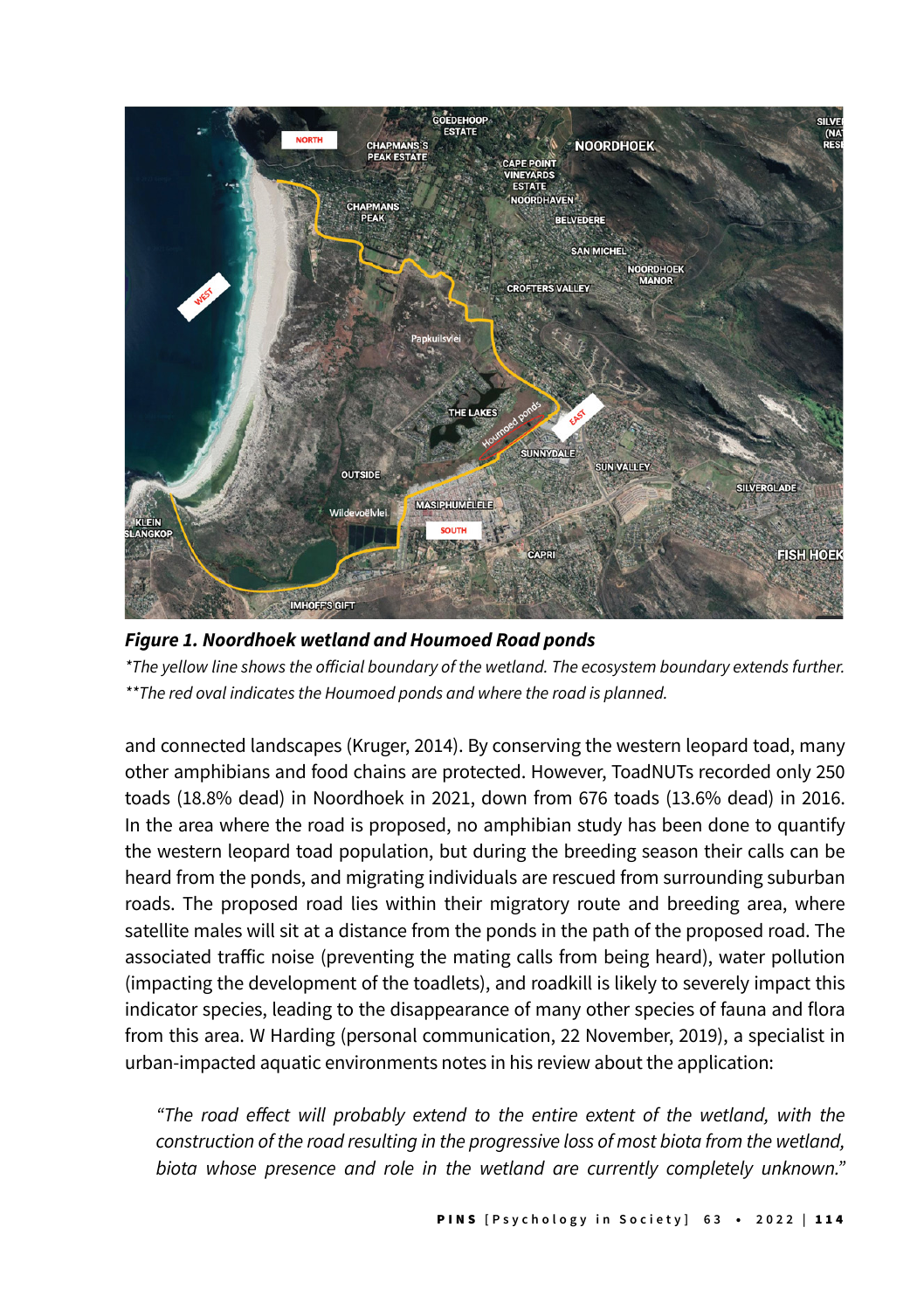**Figure 1. Noordhoek wetland and Houmoed Road ponds**

*\*The yellow line shows the official boundary of the wetland. The ecosystem boundary extends further.*

*\*\*The red oval indicates the Houmoed ponds and where the road is planned.*

and connected landscapes (Kruger, 2014). By conserving the western leopard toad, many other amphibians and food chains are protected. However, ToadNUTs recorded only 250 toads (18.8% dead) in Noordhoek in 2021, down from 676 toads (13.6% dead) in 2016. In the area where the road is proposed, no amphibian study has been done to quantify the western leopard toad population, but during the breeding season their calls can be heard from the ponds, and migrating individuals are rescued from surrounding suburban roads. The proposed road lies within their migratory route and breeding area, where satellite males will sit at a distance from the ponds in the path of the proposed road. The associated traffic noise (preventing the mating calls from being heard), water pollution (impacting the development of the toadlets), and roadkill is likely to severely impact this indicator species, leading to the disappearance of many other species of fauna and flora from this area. W Harding (personal communication, 22 November, 2019), a specialist in urban-impacted aquatic environments notes in his review about the application:

> *"The road effect will probably extend to the entire extent of the wetland, with the construction of the road resulting in the progressive loss of most biota from the wetland, biota whose presence and role in the wetland are currently completely unknown."*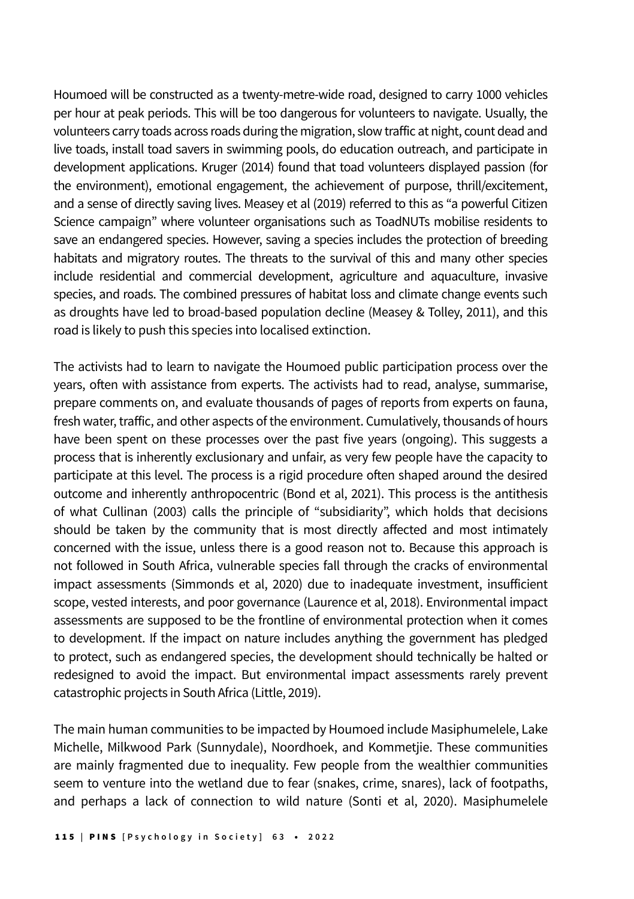Houmoed will be constructed as a twenty-metre-wide road, designed to carry 1000 vehicles per hour at peak periods. This will be too dangerous for volunteers to navigate. Usually, the volunteers carry toads across roads during the migration, slow traffic at night, count dead and live toads, install toad savers in swimming pools, do education outreach, and participate in development applications. Kruger (2014) found that toad volunteers displayed passion (for the environment), emotional engagement, the achievement of purpose, thrill/excitement, and a sense of directly saving lives. Measey et al (2019) referred to this as "a powerful Citizen Science campaign" where volunteer organisations such as ToadNUTs mobilise residents to save an endangered species. However, saving a species includes the protection of breeding habitats and migratory routes. The threats to the survival of this and many other species include residential and commercial development, agriculture and aquaculture, invasive species, and roads. The combined pressures of habitat loss and climate change events such as droughts have led to broad-based population decline (Measey & Tolley, 2011), and this road is likely to push this species into localised extinction.

The activists had to learn to navigate the Houmoed public participation process over the years, often with assistance from experts. The activists had to read, analyse, summarise, prepare comments on, and evaluate thousands of pages of reports from experts on fauna, fresh water, traffic, and other aspects of the environment. Cumulatively, thousands of hours have been spent on these processes over the past five years (ongoing). This suggests a process that is inherently exclusionary and unfair, as very few people have the capacity to participate at this level. The process is a rigid procedure often shaped around the desired outcome and inherently anthropocentric (Bond et al, 2021). This process is the antithesis of what Cullinan (2003) calls the principle of "subsidiarity", which holds that decisions should be taken by the community that is most directly affected and most intimately concerned with the issue, unless there is a good reason not to. Because this approach is not followed in South Africa, vulnerable species fall through the cracks of environmental impact assessments (Simmonds et al, 2020) due to inadequate investment, insufficient scope, vested interests, and poor governance (Laurence et al, 2018). Environmental impact assessments are supposed to be the frontline of environmental protection when it comes to development. If the impact on nature includes anything the government has pledged to protect, such as endangered species, the development should technically be halted or redesigned to avoid the impact. But environmental impact assessments rarely prevent catastrophic projects in South Africa (Little, 2019).

The main human communities to be impacted by Houmoed include Masiphumelele, Lake Michelle, Milkwood Park (Sunnydale), Noordhoek, and Kommetjie. These communities are mainly fragmented due to inequality. Few people from the wealthier communities seem to venture into the wetland due to fear (snakes, crime, snares), lack of footpaths, and perhaps a lack of connection to wild nature (Sonti et al, 2020). Masiphumelele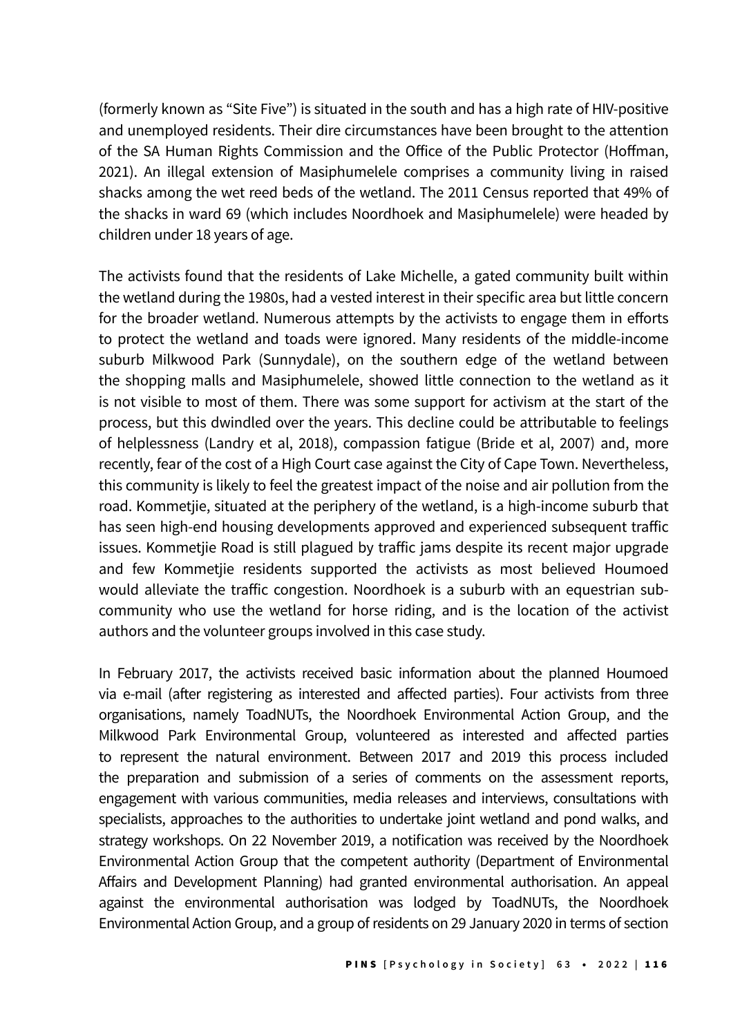(formerly known as "Site Five") is situated in the south and has a high rate of HIV-positive and unemployed residents. Their dire circumstances have been brought to the attention of the SA Human Rights Commission and the Office of the Public Protector (Hoffman, 2021). An illegal extension of Masiphumelele comprises a community living in raised shacks among the wet reed beds of the wetland. The 2011 Census reported that 49% of the shacks in ward 69 (which includes Noordhoek and Masiphumelele) were headed by children under 18 years of age.

The activists found that the residents of Lake Michelle, a gated community built within the wetland during the 1980s, had a vested interest in their specific area but little concern for the broader wetland. Numerous attempts by the activists to engage them in efforts to protect the wetland and toads were ignored. Many residents of the middle-income suburb Milkwood Park (Sunnydale), on the southern edge of the wetland between the shopping malls and Masiphumelele, showed little connection to the wetland as it is not visible to most of them. There was some support for activism at the start of the process, but this dwindled over the years. This decline could be attributable to feelings of helplessness (Landry et al, 2018), compassion fatigue (Bride et al, 2007) and, more recently, fear of the cost of a High Court case against the City of Cape Town. Nevertheless, this community is likely to feel the greatest impact of the noise and air pollution from the road. Kommetjie, situated at the periphery of the wetland, is a high-income suburb that has seen high-end housing developments approved and experienced subsequent traffic issues. Kommetjie Road is still plagued by traffic jams despite its recent major upgrade and few Kommetjie residents supported the activists as most believed Houmoed would alleviate the traffic congestion. Noordhoek is a suburb with an equestrian sub-community who use the wetland for horse riding, and is the location of the activist authors and the volunteer groups involved in this case study.

In February 2017, the activists received basic information about the planned Houmoed via e-mail (after registering as interested and affected parties). Four activists from three organisations, namely ToadNUTs, the Noordhoek Environmental Action Group, and the Milkwood Park Environmental Group, volunteered as interested and affected parties to represent the natural environment. Between 2017 and 2019 this process included the preparation and submission of a series of comments on the assessment reports, engagement with various communities, media releases and interviews, consultations with specialists, approaches to the authorities to undertake joint wetland and pond walks, and strategy workshops. On 22 November 2019, a notification was received by the Noordhoek Environmental Action Group that the competent authority (Department of Environmental Affairs and Development Planning) had granted environmental authorisation. An appeal against the environmental authorisation was lodged by ToadNUTs, the Noordhoek Environmental Action Group, and a group of residents on 29 January 2020 in terms of section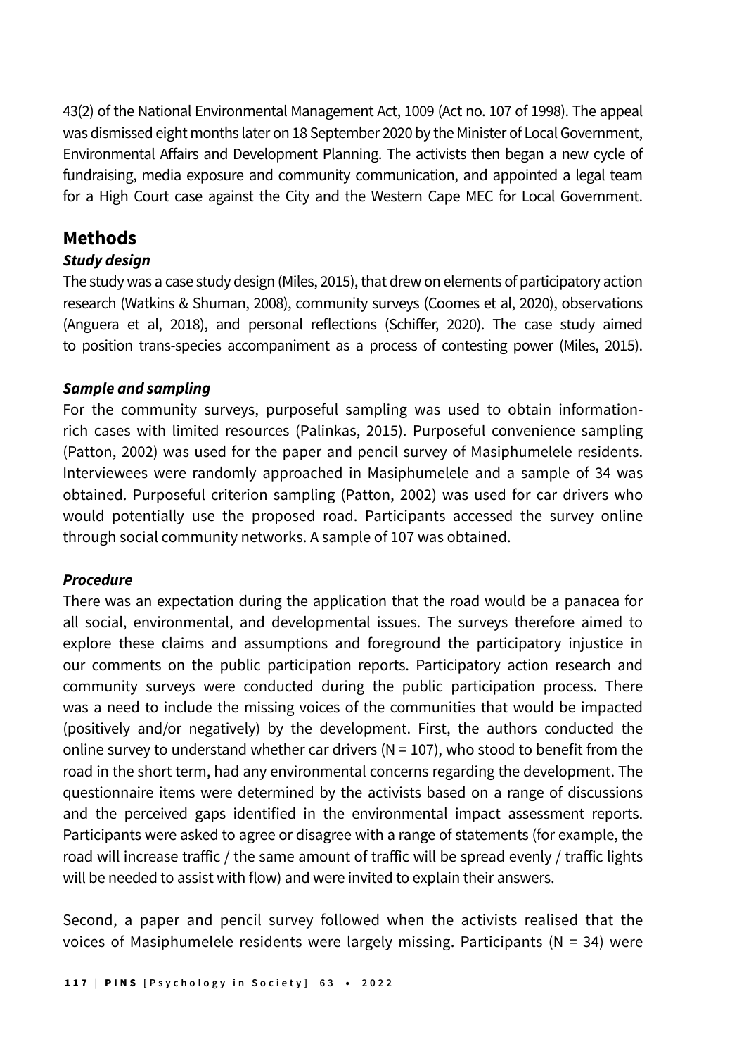43(2) of the National Environmental Management Act, 1009 (Act no. 107 of 1998). The appeal was dismissed eight months later on 18 September 2020 by the Minister of Local Government, Environmental Affairs and Development Planning. The activists then began a new cycle of fundraising, media exposure and community communication, and appointed a legal team for a High Court case against the City and the Western Cape MEC for Local Government.

## Methods

### *Study design*

The study was a case study design (Miles, 2015), that drew on elements of participatory action research (Watkins & Shuman, 2008), community surveys (Coomes et al, 2020), observations (Anguera et al, 2018), and personal reflections (Schiffer, 2020). The case study aimed to position trans-species accompaniment as a process of contesting power (Miles, 2015).

### *Sample and sampling*

For the community surveys, purposeful sampling was used to obtain information-rich cases with limited resources (Palinkas, 2015). Purposeful convenience sampling (Patton, 2002) was used for the paper and pencil survey of Masiphumelele residents. Interviewees were randomly approached in Masiphumelele and a sample of 34 was obtained. Purposeful criterion sampling (Patton, 2002) was used for car drivers who would potentially use the proposed road. Participants accessed the survey online through social community networks. A sample of 107 was obtained.

### *Procedure*

There was an expectation during the application that the road would be a panacea for all social, environmental, and developmental issues. The surveys therefore aimed to explore these claims and assumptions and foreground the participatory injustice in our comments on the public participation reports. Participatory action research and community surveys were conducted during the public participation process. There was a need to include the missing voices of the communities that would be impacted (positively and/or negatively) by the development. First, the authors conducted the online survey to understand whether car drivers (N = 107), who stood to benefit from the road in the short term, had any environmental concerns regarding the development. The questionnaire items were determined by the activists based on a range of discussions and the perceived gaps identified in the environmental impact assessment reports. Participants were asked to agree or disagree with a range of statements (for example, the road will increase traffic / the same amount of traffic will be spread evenly / traffic lights will be needed to assist with flow) and were invited to explain their answers.

Second, a paper and pencil survey followed when the activists realised that the voices of Masiphumelele residents were largely missing. Participants (N = 34) were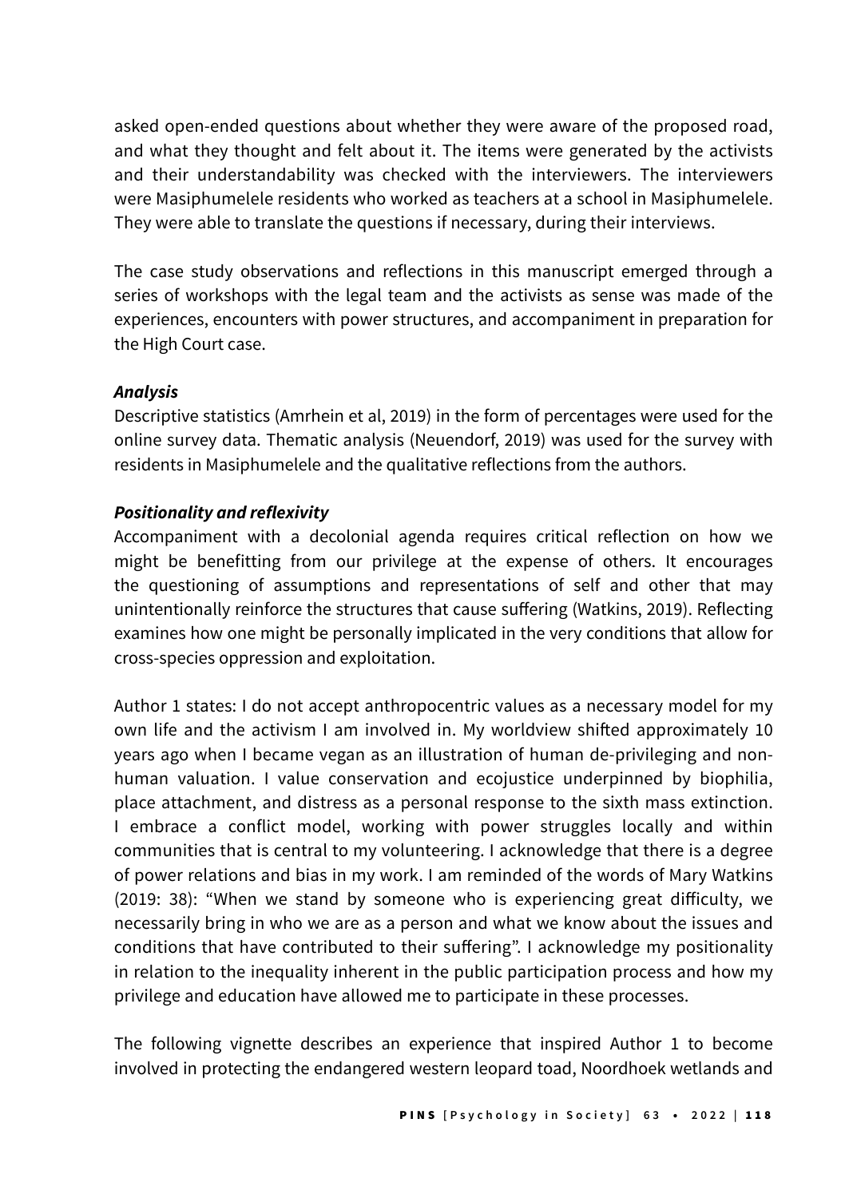asked open-ended questions about whether they were aware of the proposed road, and what they thought and felt about it. The items were generated by the activists and their understandability was checked with the interviewers. The interviewers were Masiphumelele residents who worked as teachers at a school in Masiphumelele. They were able to translate the questions if necessary, during their interviews.

The case study observations and reflections in this manuscript emerged through a series of workshops with the legal team and the activists as sense was made of the experiences, encounters with power structures, and accompaniment in preparation for the High Court case.

***Analysis***

Descriptive statistics (Amrhein et al, 2019) in the form of percentages were used for the online survey data. Thematic analysis (Neuendorf, 2019) was used for the survey with residents in Masiphumelele and the qualitative reflections from the authors.

***Positionality and reflexivity***

Accompaniment with a decolonial agenda requires critical reflection on how we might be benefitting from our privilege at the expense of others. It encourages the questioning of assumptions and representations of self and other that may unintentionally reinforce the structures that cause suffering (Watkins, 2019). Reflecting examines how one might be personally implicated in the very conditions that allow for cross-species oppression and exploitation.

Author 1 states: I do not accept anthropocentric values as a necessary model for my own life and the activism I am involved in. My worldview shifted approximately 10 years ago when I became vegan as an illustration of human de-privileging and non-human valuation. I value conservation and ecojustice underpinned by biophilia, place attachment, and distress as a personal response to the sixth mass extinction. I embrace a conflict model, working with power struggles locally and within communities that is central to my volunteering. I acknowledge that there is a degree of power relations and bias in my work. I am reminded of the words of Mary Watkins (2019: 38): "When we stand by someone who is experiencing great difficulty, we necessarily bring in who we are as a person and what we know about the issues and conditions that have contributed to their suffering". I acknowledge my positionality in relation to the inequality inherent in the public participation process and how my privilege and education have allowed me to participate in these processes.

The following vignette describes an experience that inspired Author 1 to become involved in protecting the endangered western leopard toad, Noordhoek wetlands and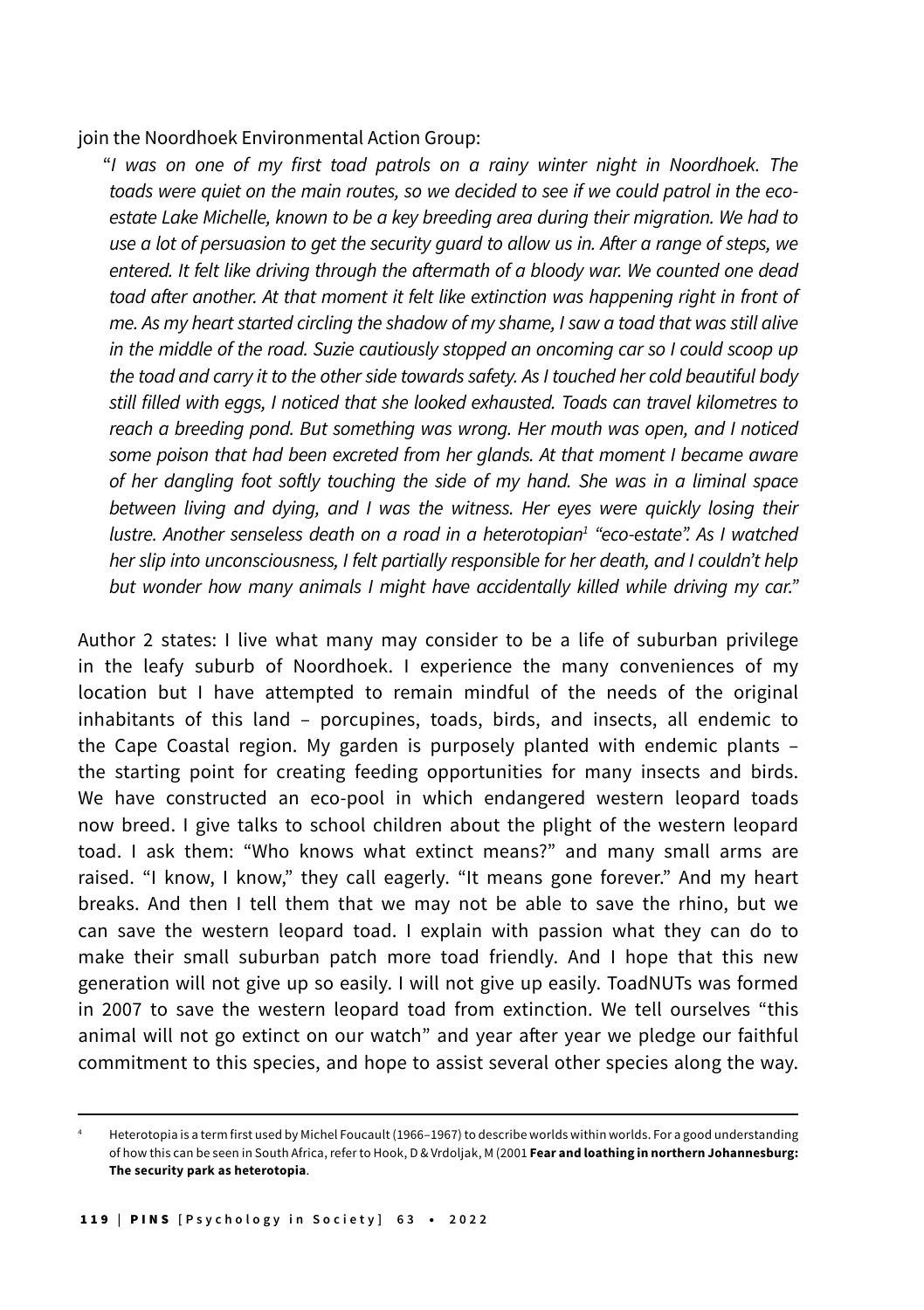join the Noordhoek Environmental Action Group:

> "*I was on one of my first toad patrols on a rainy winter night in Noordhoek. The toads were quiet on the main routes, so we decided to see if we could patrol in the eco-estate Lake Michelle, known to be a key breeding area during their migration. We had to use a lot of persuasion to get the security guard to allow us in. After a range of steps, we entered. It felt like driving through the aftermath of a bloody war. We counted one dead toad after another. At that moment it felt like extinction was happening right in front of me. As my heart started circling the shadow of my shame, I saw a toad that was still alive in the middle of the road. Suzie cautiously stopped an oncoming car so I could scoop up the toad and carry it to the other side towards safety. As I touched her cold beautiful body still filled with eggs, I noticed that she looked exhausted. Toads can travel kilometres to reach a breeding pond. But something was wrong. Her mouth was open, and I noticed some poison that had been excreted from her glands. At that moment I became aware of her dangling foot softly touching the side of my hand. She was in a liminal space between living and dying, and I was the witness. Her eyes were quickly losing their lustre. Another senseless death on a road in a heterotopian[1] "eco-estate". As I watched her slip into unconsciousness, I felt partially responsible for her death, and I couldn't help but wonder how many animals I might have accidentally killed while driving my car.*"

Author 2 states: I live what many may consider to be a life of suburban privilege in the leafy suburb of Noordhoek. I experience the many conveniences of my location but I have attempted to remain mindful of the needs of the original inhabitants of this land – porcupines, toads, birds, and insects, all endemic to the Cape Coastal region. My garden is purposely planted with endemic plants – the starting point for creating feeding opportunities for many insects and birds. We have constructed an eco-pool in which endangered western leopard toads now breed. I give talks to school children about the plight of the western leopard toad. I ask them: "Who knows what extinct means?" and many small arms are raised. "I know, I know," they call eagerly. "It means gone forever." And my heart breaks. And then I tell them that we may not be able to save the rhino, but we can save the western leopard toad. I explain with passion what they can do to make their small suburban patch more toad friendly. And I hope that this new generation will not give up so easily. I will not give up easily. ToadNUTs was formed in 2007 to save the western leopard toad from extinction. We tell ourselves "this animal will not go extinct on our watch" and year after year we pledge our faithful commitment to this species, and hope to assist several other species along the way.

---

[4] Heterotopia is a term first used by Michel Foucault (1966–1967) to describe worlds within worlds. For a good understanding of how this can be seen in South Africa, refer to Hook, D & Vrdoljak, M (2001 **Fear and loathing in northern Johannesburg: The security park as heterotopia**.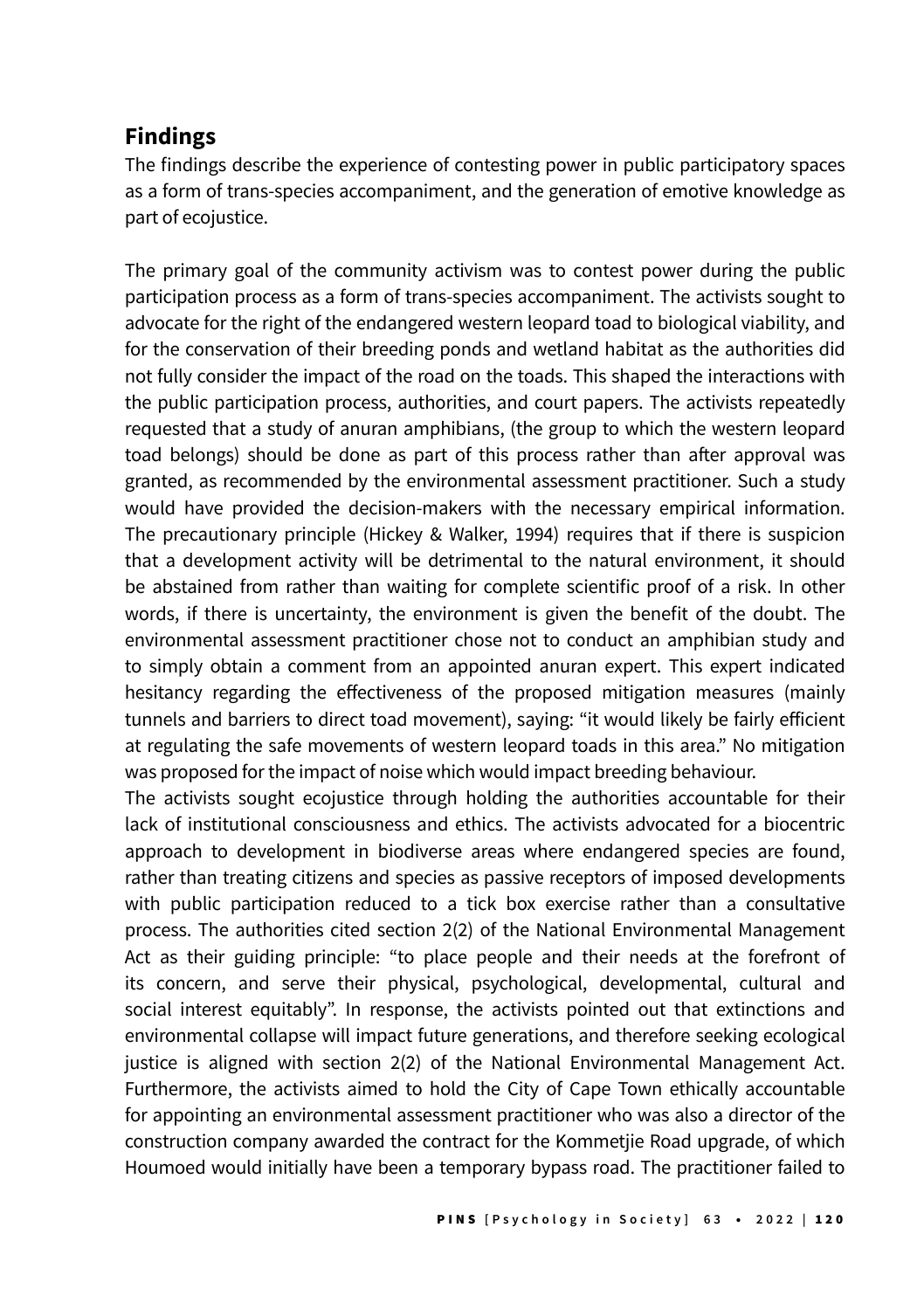## Findings

The findings describe the experience of contesting power in public participatory spaces as a form of trans-species accompaniment, and the generation of emotive knowledge as part of ecojustice.

The primary goal of the community activism was to contest power during the public participation process as a form of trans-species accompaniment. The activists sought to advocate for the right of the endangered western leopard toad to biological viability, and for the conservation of their breeding ponds and wetland habitat as the authorities did not fully consider the impact of the road on the toads. This shaped the interactions with the public participation process, authorities, and court papers. The activists repeatedly requested that a study of anuran amphibians, (the group to which the western leopard toad belongs) should be done as part of this process rather than after approval was granted, as recommended by the environmental assessment practitioner. Such a study would have provided the decision-makers with the necessary empirical information. The precautionary principle (Hickey & Walker, 1994) requires that if there is suspicion that a development activity will be detrimental to the natural environment, it should be abstained from rather than waiting for complete scientific proof of a risk. In other words, if there is uncertainty, the environment is given the benefit of the doubt. The environmental assessment practitioner chose not to conduct an amphibian study and to simply obtain a comment from an appointed anuran expert. This expert indicated hesitancy regarding the effectiveness of the proposed mitigation measures (mainly tunnels and barriers to direct toad movement), saying: "it would likely be fairly efficient at regulating the safe movements of western leopard toads in this area." No mitigation was proposed for the impact of noise which would impact breeding behaviour.

The activists sought ecojustice through holding the authorities accountable for their lack of institutional consciousness and ethics. The activists advocated for a biocentric approach to development in biodiverse areas where endangered species are found, rather than treating citizens and species as passive receptors of imposed developments with public participation reduced to a tick box exercise rather than a consultative process. The authorities cited section 2(2) of the National Environmental Management Act as their guiding principle: "to place people and their needs at the forefront of its concern, and serve their physical, psychological, developmental, cultural and social interest equitably". In response, the activists pointed out that extinctions and environmental collapse will impact future generations, and therefore seeking ecological justice is aligned with section 2(2) of the National Environmental Management Act. Furthermore, the activists aimed to hold the City of Cape Town ethically accountable for appointing an environmental assessment practitioner who was also a director of the construction company awarded the contract for the Kommetjie Road upgrade, of which Houmoed would initially have been a temporary bypass road. The practitioner failed to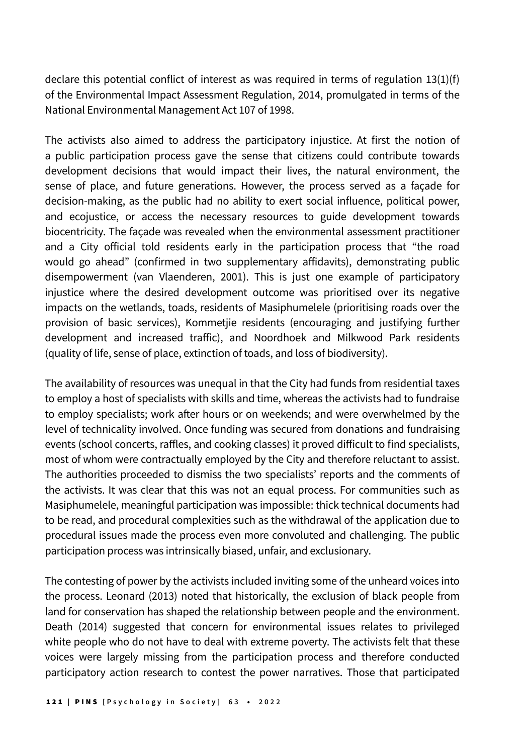declare this potential conflict of interest as was required in terms of regulation 13(1)(f) of the Environmental Impact Assessment Regulation, 2014, promulgated in terms of the National Environmental Management Act 107 of 1998.

The activists also aimed to address the participatory injustice. At first the notion of a public participation process gave the sense that citizens could contribute towards development decisions that would impact their lives, the natural environment, the sense of place, and future generations. However, the process served as a façade for decision-making, as the public had no ability to exert social influence, political power, and ecojustice, or access the necessary resources to guide development towards biocentricity. The façade was revealed when the environmental assessment practitioner and a City official told residents early in the participation process that "the road would go ahead" (confirmed in two supplementary affidavits), demonstrating public disempowerment (van Vlaenderen, 2001). This is just one example of participatory injustice where the desired development outcome was prioritised over its negative impacts on the wetlands, toads, residents of Masiphumelele (prioritising roads over the provision of basic services), Kommetjie residents (encouraging and justifying further development and increased traffic), and Noordhoek and Milkwood Park residents (quality of life, sense of place, extinction of toads, and loss of biodiversity).

The availability of resources was unequal in that the City had funds from residential taxes to employ a host of specialists with skills and time, whereas the activists had to fundraise to employ specialists; work after hours or on weekends; and were overwhelmed by the level of technicality involved. Once funding was secured from donations and fundraising events (school concerts, raffles, and cooking classes) it proved difficult to find specialists, most of whom were contractually employed by the City and therefore reluctant to assist. The authorities proceeded to dismiss the two specialists' reports and the comments of the activists. It was clear that this was not an equal process. For communities such as Masiphumelele, meaningful participation was impossible: thick technical documents had to be read, and procedural complexities such as the withdrawal of the application due to procedural issues made the process even more convoluted and challenging. The public participation process was intrinsically biased, unfair, and exclusionary.

The contesting of power by the activists included inviting some of the unheard voices into the process. Leonard (2013) noted that historically, the exclusion of black people from land for conservation has shaped the relationship between people and the environment. Death (2014) suggested that concern for environmental issues relates to privileged white people who do not have to deal with extreme poverty. The activists felt that these voices were largely missing from the participation process and therefore conducted participatory action research to contest the power narratives. Those that participated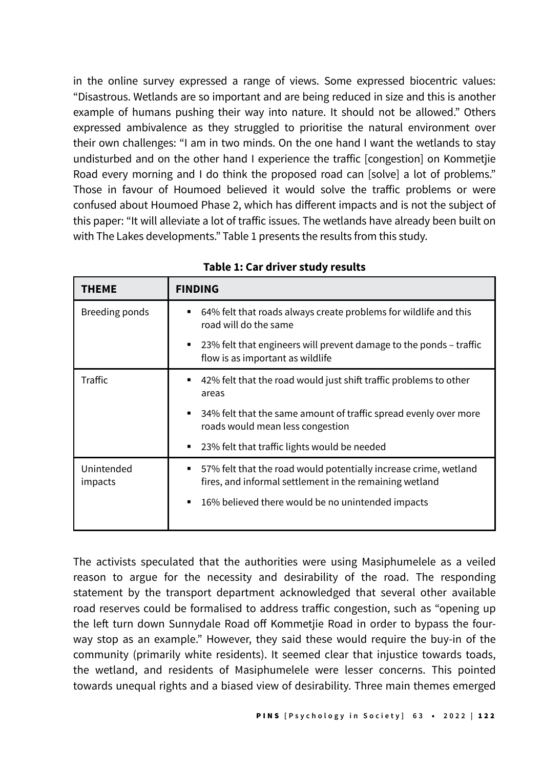in the online survey expressed a range of views. Some expressed biocentric values: "Disastrous. Wetlands are so important and are being reduced in size and this is another example of humans pushing their way into nature. It should not be allowed." Others expressed ambivalence as they struggled to prioritise the natural environment over their own challenges: "I am in two minds. On the one hand I want the wetlands to stay undisturbed and on the other hand I experience the traffic [congestion] on Kommetjie Road every morning and I do think the proposed road can [solve] a lot of problems." Those in favour of Houmoed believed it would solve the traffic problems or were confused about Houmoed Phase 2, which has different impacts and is not the subject of this paper: "It will alleviate a lot of traffic issues. The wetlands have already been built on with The Lakes developments." Table 1 presents the results from this study.

**Table 1: Car driver study results**

| THEME | FINDING |
|---|---|
| Breeding ponds | ▪ 64% felt that roads always create problems for wildlife and this road will do the same<br>▪ 23% felt that engineers will prevent damage to the ponds – traffic flow is as important as wildlife |
| Traffic | ▪ 42% felt that the road would just shift traffic problems to other areas<br>▪ 34% felt that the same amount of traffic spread evenly over more roads would mean less congestion<br>▪ 23% felt that traffic lights would be needed |
| Unintended impacts | ▪ 57% felt that the road would potentially increase crime, wetland fires, and informal settlement in the remaining wetland<br>▪ 16% believed there would be no unintended impacts |

The activists speculated that the authorities were using Masiphumelele as a veiled reason to argue for the necessity and desirability of the road. The responding statement by the transport department acknowledged that several other available road reserves could be formalised to address traffic congestion, such as "opening up the left turn down Sunnydale Road off Kommetjie Road in order to bypass the four-way stop as an example." However, they said these would require the buy-in of the community (primarily white residents). It seemed clear that injustice towards toads, the wetland, and residents of Masiphumelele were lesser concerns. This pointed towards unequal rights and a biased view of desirability. Three main themes emerged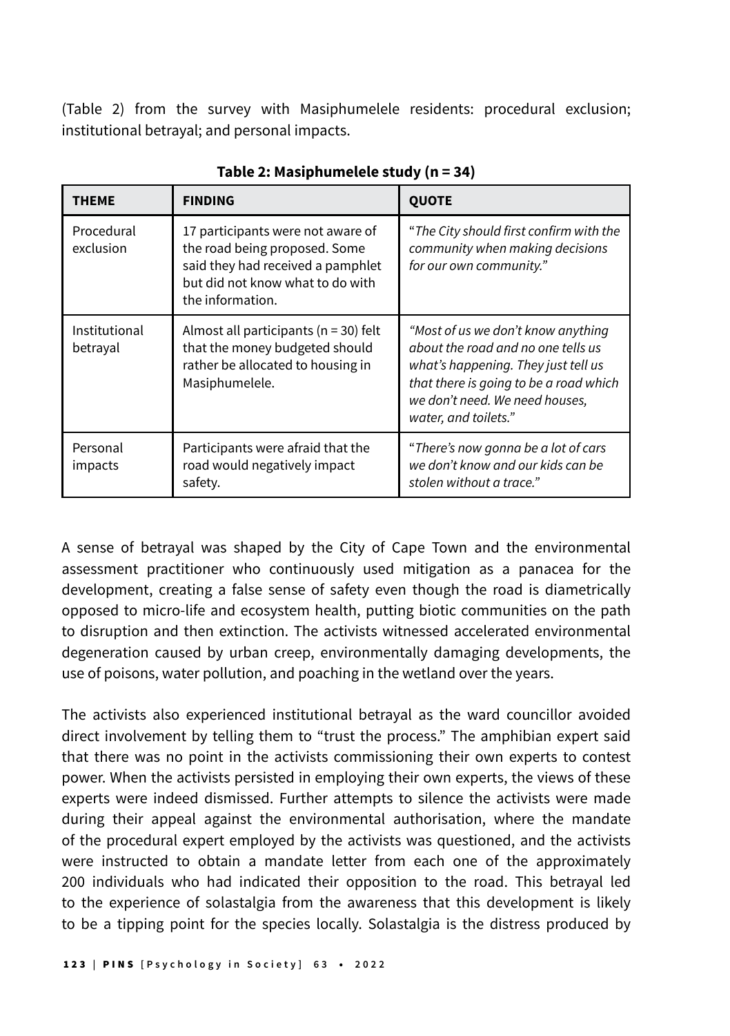(Table 2) from the survey with Masiphumelele residents: procedural exclusion; institutional betrayal; and personal impacts.

**Table 2: Masiphumelele study (n = 34)**

| THEME | FINDING | QUOTE |
|---|---|---|
| Procedural exclusion | 17 participants were not aware of the road being proposed. Some said they had received a pamphlet but did not know what to do with the information. | "*The City should first confirm with the community when making decisions for our own community.*" |
| Institutional betrayal | Almost all participants (n = 30) felt that the money budgeted should rather be allocated to housing in Masiphumelele. | *"Most of us we don't know anything about the road and no one tells us what's happening. They just tell us that there is going to be a road which we don't need. We need houses, water, and toilets."* |
| Personal impacts | Participants were afraid that the road would negatively impact safety. | "*There's now gonna be a lot of cars we don't know and our kids can be stolen without a trace.*" |

A sense of betrayal was shaped by the City of Cape Town and the environmental assessment practitioner who continuously used mitigation as a panacea for the development, creating a false sense of safety even though the road is diametrically opposed to micro-life and ecosystem health, putting biotic communities on the path to disruption and then extinction. The activists witnessed accelerated environmental degeneration caused by urban creep, environmentally damaging developments, the use of poisons, water pollution, and poaching in the wetland over the years.

The activists also experienced institutional betrayal as the ward councillor avoided direct involvement by telling them to "trust the process." The amphibian expert said that there was no point in the activists commissioning their own experts to contest power. When the activists persisted in employing their own experts, the views of these experts were indeed dismissed. Further attempts to silence the activists were made during their appeal against the environmental authorisation, where the mandate of the procedural expert employed by the activists was questioned, and the activists were instructed to obtain a mandate letter from each one of the approximately 200 individuals who had indicated their opposition to the road. This betrayal led to the experience of solastalgia from the awareness that this development is likely to be a tipping point for the species locally. Solastalgia is the distress produced by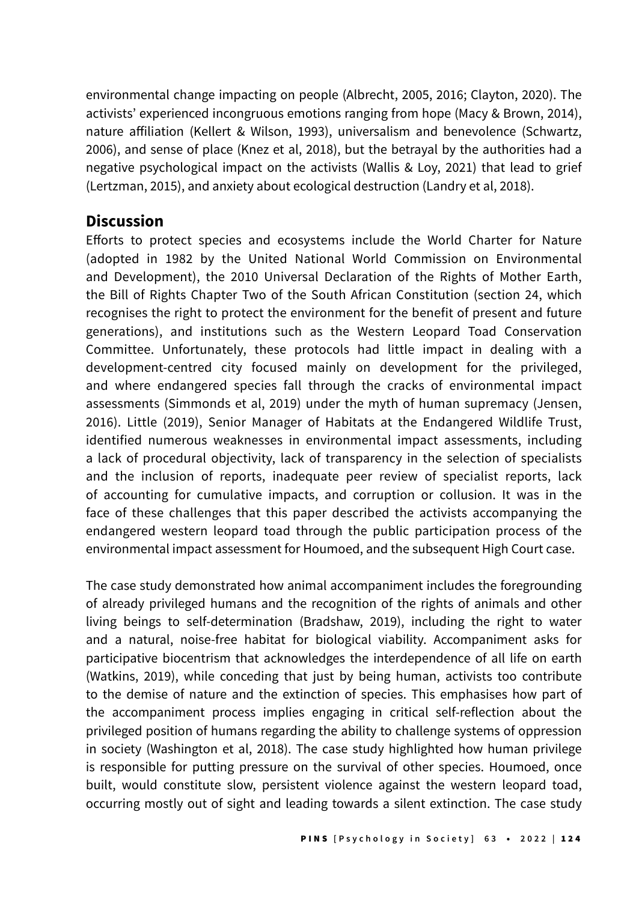environmental change impacting on people (Albrecht, 2005, 2016; Clayton, 2020). The activists' experienced incongruous emotions ranging from hope (Macy & Brown, 2014), nature affiliation (Kellert & Wilson, 1993), universalism and benevolence (Schwartz, 2006), and sense of place (Knez et al, 2018), but the betrayal by the authorities had a negative psychological impact on the activists (Wallis & Loy, 2021) that lead to grief (Lertzman, 2015), and anxiety about ecological destruction (Landry et al, 2018).

## Discussion

Efforts to protect species and ecosystems include the World Charter for Nature (adopted in 1982 by the United National World Commission on Environmental and Development), the 2010 Universal Declaration of the Rights of Mother Earth, the Bill of Rights Chapter Two of the South African Constitution (section 24, which recognises the right to protect the environment for the benefit of present and future generations), and institutions such as the Western Leopard Toad Conservation Committee. Unfortunately, these protocols had little impact in dealing with a development-centred city focused mainly on development for the privileged, and where endangered species fall through the cracks of environmental impact assessments (Simmonds et al, 2019) under the myth of human supremacy (Jensen, 2016). Little (2019), Senior Manager of Habitats at the Endangered Wildlife Trust, identified numerous weaknesses in environmental impact assessments, including a lack of procedural objectivity, lack of transparency in the selection of specialists and the inclusion of reports, inadequate peer review of specialist reports, lack of accounting for cumulative impacts, and corruption or collusion. It was in the face of these challenges that this paper described the activists accompanying the endangered western leopard toad through the public participation process of the environmental impact assessment for Houmoed, and the subsequent High Court case.

The case study demonstrated how animal accompaniment includes the foregrounding of already privileged humans and the recognition of the rights of animals and other living beings to self-determination (Bradshaw, 2019), including the right to water and a natural, noise-free habitat for biological viability. Accompaniment asks for participative biocentrism that acknowledges the interdependence of all life on earth (Watkins, 2019), while conceding that just by being human, activists too contribute to the demise of nature and the extinction of species. This emphasises how part of the accompaniment process implies engaging in critical self-reflection about the privileged position of humans regarding the ability to challenge systems of oppression in society (Washington et al, 2018). The case study highlighted how human privilege is responsible for putting pressure on the survival of other species. Houmoed, once built, would constitute slow, persistent violence against the western leopard toad, occurring mostly out of sight and leading towards a silent extinction. The case study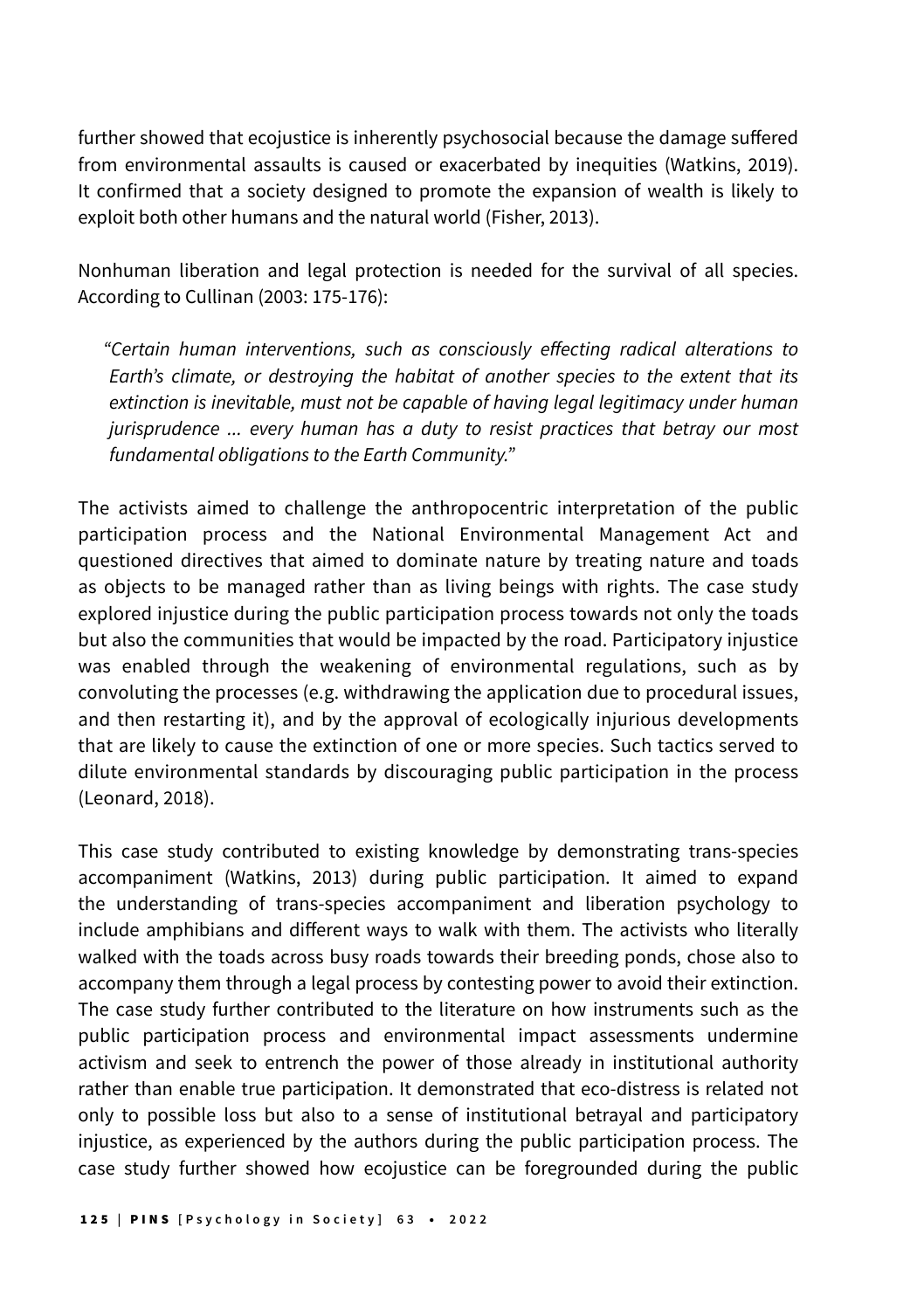further showed that ecojustice is inherently psychosocial because the damage suffered from environmental assaults is caused or exacerbated by inequities (Watkins, 2019). It confirmed that a society designed to promote the expansion of wealth is likely to exploit both other humans and the natural world (Fisher, 2013).

Nonhuman liberation and legal protection is needed for the survival of all species. According to Cullinan (2003: 175-176):

> *"Certain human interventions, such as consciously effecting radical alterations to Earth's climate, or destroying the habitat of another species to the extent that its extinction is inevitable, must not be capable of having legal legitimacy under human jurisprudence … every human has a duty to resist practices that betray our most fundamental obligations to the Earth Community."*

The activists aimed to challenge the anthropocentric interpretation of the public participation process and the National Environmental Management Act and questioned directives that aimed to dominate nature by treating nature and toads as objects to be managed rather than as living beings with rights. The case study explored injustice during the public participation process towards not only the toads but also the communities that would be impacted by the road. Participatory injustice was enabled through the weakening of environmental regulations, such as by convoluting the processes (e.g. withdrawing the application due to procedural issues, and then restarting it), and by the approval of ecologically injurious developments that are likely to cause the extinction of one or more species. Such tactics served to dilute environmental standards by discouraging public participation in the process (Leonard, 2018).

This case study contributed to existing knowledge by demonstrating trans-species accompaniment (Watkins, 2013) during public participation. It aimed to expand the understanding of trans-species accompaniment and liberation psychology to include amphibians and different ways to walk with them. The activists who literally walked with the toads across busy roads towards their breeding ponds, chose also to accompany them through a legal process by contesting power to avoid their extinction. The case study further contributed to the literature on how instruments such as the public participation process and environmental impact assessments undermine activism and seek to entrench the power of those already in institutional authority rather than enable true participation. It demonstrated that eco-distress is related not only to possible loss but also to a sense of institutional betrayal and participatory injustice, as experienced by the authors during the public participation process. The case study further showed how ecojustice can be foregrounded during the public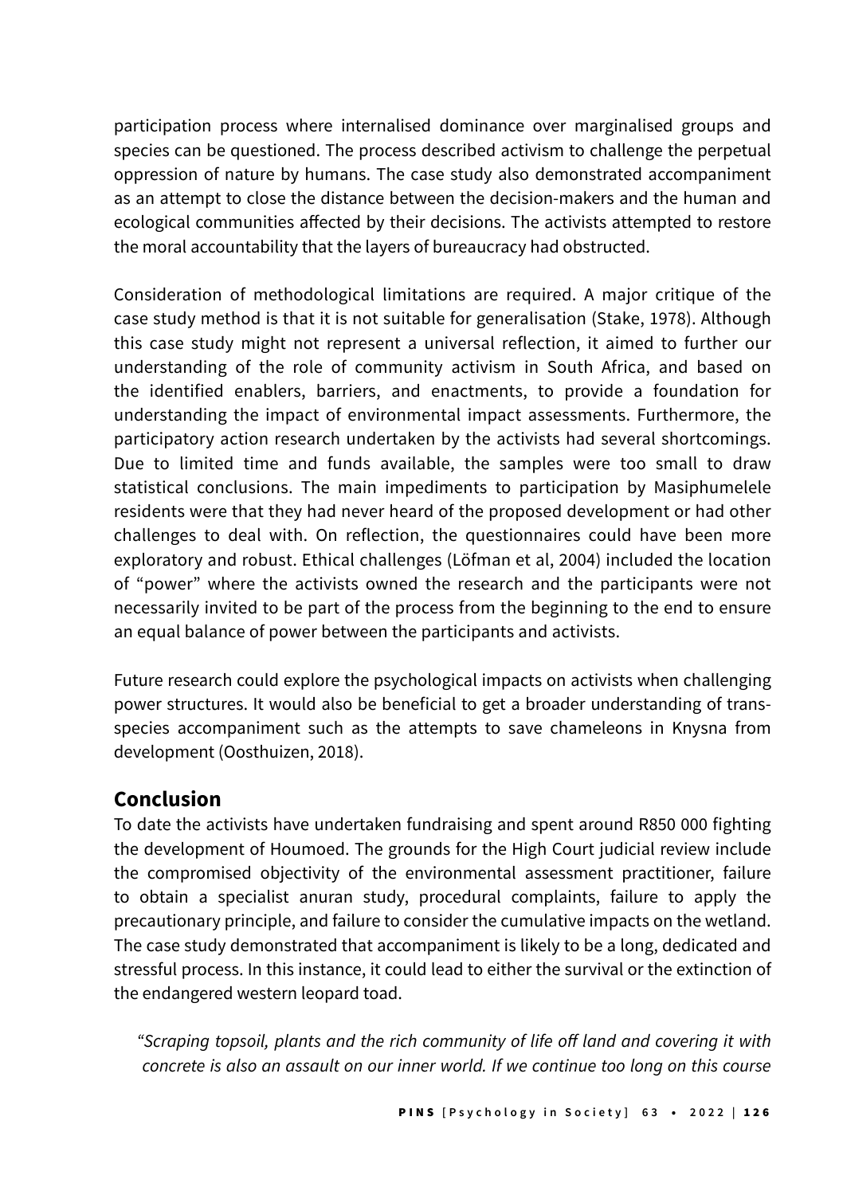participation process where internalised dominance over marginalised groups and species can be questioned. The process described activism to challenge the perpetual oppression of nature by humans. The case study also demonstrated accompaniment as an attempt to close the distance between the decision-makers and the human and ecological communities affected by their decisions. The activists attempted to restore the moral accountability that the layers of bureaucracy had obstructed.

Consideration of methodological limitations are required. A major critique of the case study method is that it is not suitable for generalisation (Stake, 1978). Although this case study might not represent a universal reflection, it aimed to further our understanding of the role of community activism in South Africa, and based on the identified enablers, barriers, and enactments, to provide a foundation for understanding the impact of environmental impact assessments. Furthermore, the participatory action research undertaken by the activists had several shortcomings. Due to limited time and funds available, the samples were too small to draw statistical conclusions. The main impediments to participation by Masiphumelele residents were that they had never heard of the proposed development or had other challenges to deal with. On reflection, the questionnaires could have been more exploratory and robust. Ethical challenges (Löfman et al, 2004) included the location of "power" where the activists owned the research and the participants were not necessarily invited to be part of the process from the beginning to the end to ensure an equal balance of power between the participants and activists.

Future research could explore the psychological impacts on activists when challenging power structures. It would also be beneficial to get a broader understanding of trans-species accompaniment such as the attempts to save chameleons in Knysna from development (Oosthuizen, 2018).

## Conclusion

To date the activists have undertaken fundraising and spent around R850 000 fighting the development of Houmoed. The grounds for the High Court judicial review include the compromised objectivity of the environmental assessment practitioner, failure to obtain a specialist anuran study, procedural complaints, failure to apply the precautionary principle, and failure to consider the cumulative impacts on the wetland. The case study demonstrated that accompaniment is likely to be a long, dedicated and stressful process. In this instance, it could lead to either the survival or the extinction of the endangered western leopard toad.

> *"Scraping topsoil, plants and the rich community of life off land and covering it with concrete is also an assault on our inner world. If we continue too long on this course*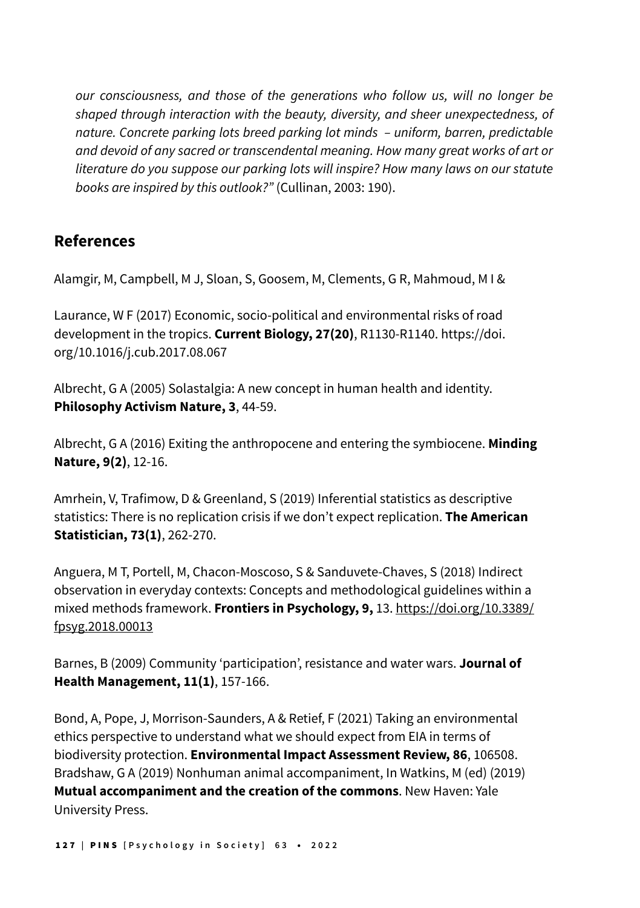*our consciousness, and those of the generations who follow us, will no longer be shaped through interaction with the beauty, diversity, and sheer unexpectedness, of nature. Concrete parking lots breed parking lot minds – uniform, barren, predictable and devoid of any sacred or transcendental meaning. How many great works of art or literature do you suppose our parking lots will inspire? How many laws on our statute books are inspired by this outlook?"* (Cullinan, 2003: 190).

## References

Alamgir, M, Campbell, M J, Sloan, S, Goosem, M, Clements, G R, Mahmoud, M I &

Laurance, W F (2017) Economic, socio-political and environmental risks of road development in the tropics. **Current Biology, 27(20)**, R1130-R1140. https://doi.org/10.1016/j.cub.2017.08.067

Albrecht, G A (2005) Solastalgia: A new concept in human health and identity. **Philosophy Activism Nature, 3**, 44-59.

Albrecht, G A (2016) Exiting the anthropocene and entering the symbiocene. **Minding Nature, 9(2)**, 12-16.

Amrhein, V, Trafimow, D & Greenland, S (2019) Inferential statistics as descriptive statistics: There is no replication crisis if we don't expect replication. **The American Statistician, 73(1)**, 262-270.

Anguera, M T, Portell, M, Chacon-Moscoso, S & Sanduvete-Chaves, S (2018) Indirect observation in everyday contexts: Concepts and methodological guidelines within a mixed methods framework. **Frontiers in Psychology, 9,** 13. https://doi.org/10.3389/fpsyg.2018.00013

Barnes, B (2009) Community 'participation', resistance and water wars. **Journal of Health Management, 11(1)**, 157-166.

Bond, A, Pope, J, Morrison-Saunders, A & Retief, F (2021) Taking an environmental ethics perspective to understand what we should expect from EIA in terms of biodiversity protection. **Environmental Impact Assessment Review, 86**, 106508.

Bradshaw, G A (2019) Nonhuman animal accompaniment, In Watkins, M (ed) (2019) **Mutual accompaniment and the creation of the commons**. New Haven: Yale University Press.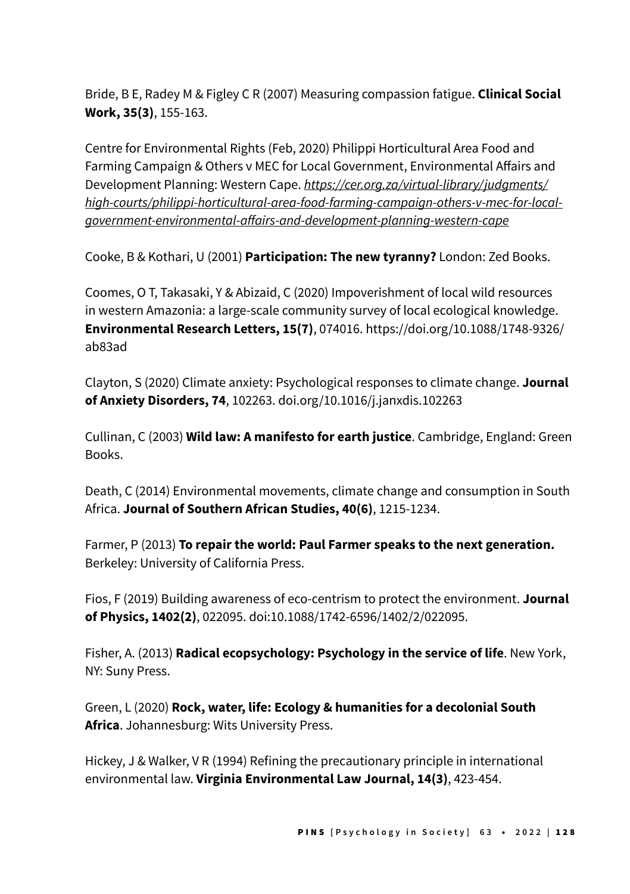Bride, B E, Radey M & Figley C R (2007) Measuring compassion fatigue. **Clinical Social Work, 35(3)**, 155-163.

Centre for Environmental Rights (Feb, 2020) Philippi Horticultural Area Food and Farming Campaign & Others v MEC for Local Government, Environmental Affairs and Development Planning: Western Cape. *https://cer.org.za/virtual-library/judgments/high-courts/philippi-horticultural-area-food-farming-campaign-others-v-mec-for-local-government-environmental-affairs-and-development-planning-western-cape*

Cooke, B & Kothari, U (2001) **Participation: The new tyranny?** London: Zed Books.

Coomes, O T, Takasaki, Y & Abizaid, C (2020) Impoverishment of local wild resources in western Amazonia: a large-scale community survey of local ecological knowledge. **Environmental Research Letters, 15(7)**, 074016. https://doi.org/10.1088/1748-9326/ab83ad

Clayton, S (2020) Climate anxiety: Psychological responses to climate change. **Journal of Anxiety Disorders, 74**, 102263. doi.org/10.1016/j.janxdis.102263

Cullinan, C (2003) **Wild law: A manifesto for earth justice**. Cambridge, England: Green Books.

Death, C (2014) Environmental movements, climate change and consumption in South Africa. **Journal of Southern African Studies, 40(6)**, 1215-1234.

Farmer, P (2013) **To repair the world: Paul Farmer speaks to the next generation.** Berkeley: University of California Press.

Fios, F (2019) Building awareness of eco-centrism to protect the environment. **Journal of Physics, 1402(2)**, 022095. doi:10.1088/1742-6596/1402/2/022095.

Fisher, A. (2013) **Radical ecopsychology: Psychology in the service of life**. New York, NY: Suny Press.

Green, L (2020) **Rock, water, life: Ecology & humanities for a decolonial South Africa**. Johannesburg: Wits University Press.

Hickey, J & Walker, V R (1994) Refining the precautionary principle in international environmental law. **Virginia Environmental Law Journal, 14(3)**, 423-454.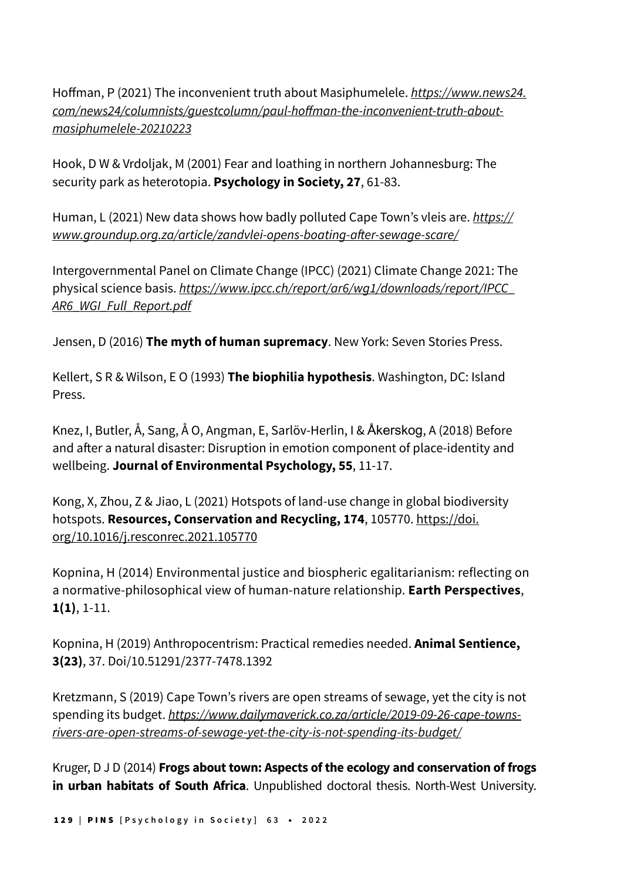Hoffman, P (2021) The inconvenient truth about Masiphumelele. *https://www.news24.com/news24/columnists/guestcolumn/paul-hoffman-the-inconvenient-truth-about-masiphumelele-20210223*

Hook, D W & Vrdoljak, M (2001) Fear and loathing in northern Johannesburg: The security park as heterotopia. **Psychology in Society, 27**, 61-83.

Human, L (2021) New data shows how badly polluted Cape Town's vleis are. *https://www.groundup.org.za/article/zandvlei-opens-boating-after-sewage-scare/*

Intergovernmental Panel on Climate Change (IPCC) (2021) Climate Change 2021: The physical science basis. *https://www.ipcc.ch/report/ar6/wg1/downloads/report/IPCC_AR6_WGI_Full_Report.pdf*

Jensen, D (2016) **The myth of human supremacy**. New York: Seven Stories Press.

Kellert, S R & Wilson, E O (1993) **The biophilia hypothesis**. Washington, DC: Island Press.

Knez, I, Butler, Å, Sang, Å O, Angman, E, Sarlöv-Herlin, I & Åkerskog, A (2018) Before and after a natural disaster: Disruption in emotion component of place-identity and wellbeing. **Journal of Environmental Psychology, 55**, 11-17.

Kong, X, Zhou, Z & Jiao, L (2021) Hotspots of land-use change in global biodiversity hotspots. **Resources, Conservation and Recycling, 174**, 105770. https://doi.org/10.1016/j.resconrec.2021.105770

Kopnina, H (2014) Environmental justice and biospheric egalitarianism: reflecting on a normative-philosophical view of human-nature relationship. **Earth Perspectives**, **1(1)**, 1-11.

Kopnina, H (2019) Anthropocentrism: Practical remedies needed. **Animal Sentience, 3(23)**, 37. Doi/10.51291/2377-7478.1392

Kretzmann, S (2019) Cape Town's rivers are open streams of sewage, yet the city is not spending its budget. *https://www.dailymaverick.co.za/article/2019-09-26-cape-towns-rivers-are-open-streams-of-sewage-yet-the-city-is-not-spending-its-budget/*

Kruger, D J D (2014) **Frogs about town: Aspects of the ecology and conservation of frogs in urban habitats of South Africa**. Unpublished doctoral thesis. North-West University.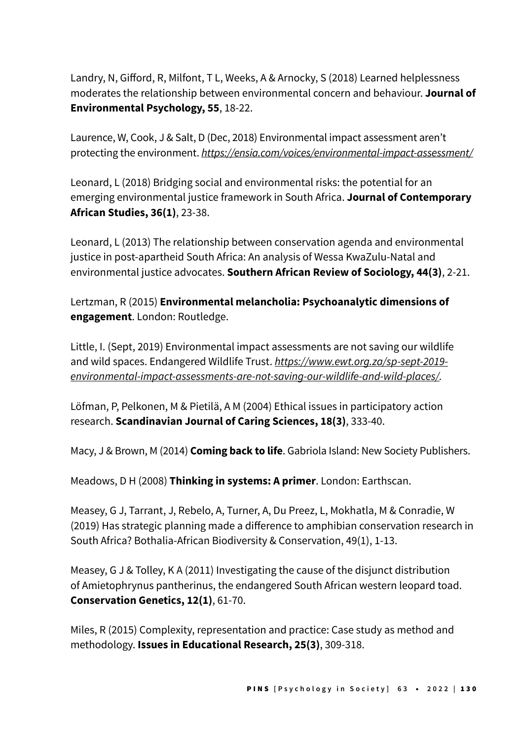Landry, N, Gifford, R, Milfont, T L, Weeks, A & Arnocky, S (2018) Learned helplessness moderates the relationship between environmental concern and behaviour. **Journal of Environmental Psychology, 55**, 18-22.

Laurence, W, Cook, J & Salt, D (Dec, 2018) Environmental impact assessment aren't protecting the environment. *https://ensia.com/voices/environmental-impact-assessment/*

Leonard, L (2018) Bridging social and environmental risks: the potential for an emerging environmental justice framework in South Africa. **Journal of Contemporary African Studies, 36(1)**, 23-38.

Leonard, L (2013) The relationship between conservation agenda and environmental justice in post-apartheid South Africa: An analysis of Wessa KwaZulu-Natal and environmental justice advocates. **Southern African Review of Sociology, 44(3)**, 2-21.

Lertzman, R (2015) **Environmental melancholia: Psychoanalytic dimensions of engagement**. London: Routledge.

Little, I. (Sept, 2019) Environmental impact assessments are not saving our wildlife and wild spaces. Endangered Wildlife Trust. *https://www.ewt.org.za/sp-sept-2019-environmental-impact-assessments-are-not-saving-our-wildlife-and-wild-places/.*

Löfman, P, Pelkonen, M & Pietilä, A M (2004) Ethical issues in participatory action research. **Scandinavian Journal of Caring Sciences, 18(3)**, 333-40.

Macy, J & Brown, M (2014) **Coming back to life**. Gabriola Island: New Society Publishers.

Meadows, D H (2008) **Thinking in systems: A primer**. London: Earthscan.

Measey, G J, Tarrant, J, Rebelo, A, Turner, A, Du Preez, L, Mokhatla, M & Conradie, W (2019) Has strategic planning made a difference to amphibian conservation research in South Africa? Bothalia-African Biodiversity & Conservation, 49(1), 1-13.

Measey, G J & Tolley, K A (2011) Investigating the cause of the disjunct distribution of Amietophrynus pantherinus, the endangered South African western leopard toad. **Conservation Genetics, 12(1)**, 61-70.

Miles, R (2015) Complexity, representation and practice: Case study as method and methodology. **Issues in Educational Research, 25(3)**, 309-318.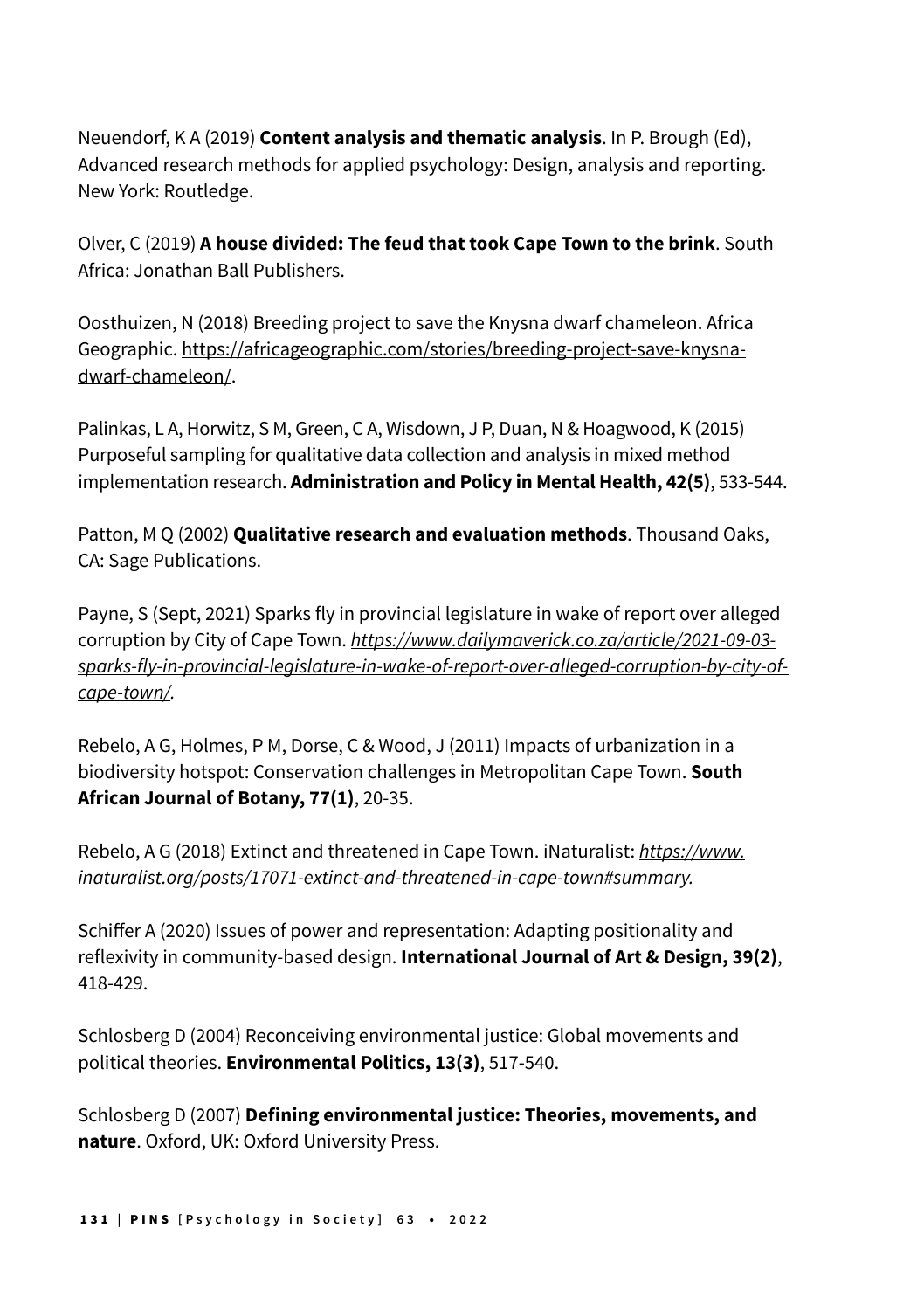Neuendorf, K A (2019) **Content analysis and thematic analysis**. In P. Brough (Ed), Advanced research methods for applied psychology: Design, analysis and reporting. New York: Routledge.

Olver, C (2019) **A house divided: The feud that took Cape Town to the brink**. South Africa: Jonathan Ball Publishers.

Oosthuizen, N (2018) Breeding project to save the Knysna dwarf chameleon. Africa Geographic. https://africageographic.com/stories/breeding-project-save-knysna-dwarf-chameleon/.

Palinkas, L A, Horwitz, S M, Green, C A, Wisdown, J P, Duan, N & Hoagwood, K (2015) Purposeful sampling for qualitative data collection and analysis in mixed method implementation research. **Administration and Policy in Mental Health, 42(5)**, 533-544.

Patton, M Q (2002) **Qualitative research and evaluation methods**. Thousand Oaks, CA: Sage Publications.

Payne, S (Sept, 2021) Sparks fly in provincial legislature in wake of report over alleged corruption by City of Cape Town. *https://www.dailymaverick.co.za/article/2021-09-03-sparks-fly-in-provincial-legislature-in-wake-of-report-over-alleged-corruption-by-city-of-cape-town/.*

Rebelo, A G, Holmes, P M, Dorse, C & Wood, J (2011) Impacts of urbanization in a biodiversity hotspot: Conservation challenges in Metropolitan Cape Town. **South African Journal of Botany, 77(1)**, 20-35.

Rebelo, A G (2018) Extinct and threatened in Cape Town. iNaturalist: *https://www.inaturalist.org/posts/17071-extinct-and-threatened-in-cape-town#summary.*

Schiffer A (2020) Issues of power and representation: Adapting positionality and reflexivity in community-based design. **International Journal of Art & Design, 39(2)**, 418-429.

Schlosberg D (2004) Reconceiving environmental justice: Global movements and political theories. **Environmental Politics, 13(3)**, 517-540.

Schlosberg D (2007) **Defining environmental justice: Theories, movements, and nature**. Oxford, UK: Oxford University Press.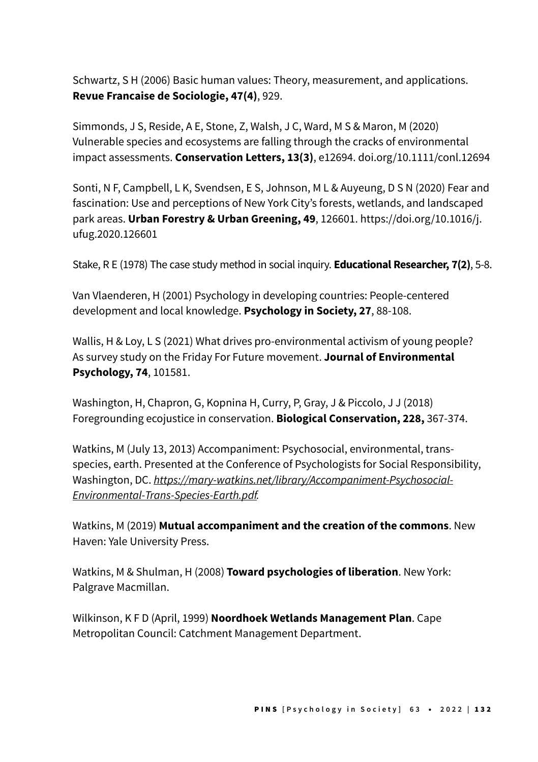Schwartz, S H (2006) Basic human values: Theory, measurement, and applications. **Revue Francaise de Sociologie, 47(4)**, 929.

Simmonds, J S, Reside, A E, Stone, Z, Walsh, J C, Ward, M S & Maron, M (2020) Vulnerable species and ecosystems are falling through the cracks of environmental impact assessments. **Conservation Letters, 13(3)**, e12694. doi.org/10.1111/conl.12694

Sonti, N F, Campbell, L K, Svendsen, E S, Johnson, M L & Auyeung, D S N (2020) Fear and fascination: Use and perceptions of New York City's forests, wetlands, and landscaped park areas. **Urban Forestry & Urban Greening, 49**, 126601. https://doi.org/10.1016/j.ufug.2020.126601

Stake, R E (1978) The case study method in social inquiry. **Educational Researcher, 7(2)**, 5-8.

Van Vlaenderen, H (2001) Psychology in developing countries: People-centered development and local knowledge. **Psychology in Society, 27**, 88-108.

Wallis, H & Loy, L S (2021) What drives pro-environmental activism of young people? As survey study on the Friday For Future movement. **Journal of Environmental Psychology, 74**, 101581.

Washington, H, Chapron, G, Kopnina H, Curry, P, Gray, J & Piccolo, J J (2018) Foregrounding ecojustice in conservation. **Biological Conservation, 228,** 367-374.

Watkins, M (July 13, 2013) Accompaniment: Psychosocial, environmental, trans-species, earth. Presented at the Conference of Psychologists for Social Responsibility, Washington, DC. *https://mary-watkins.net/library/Accompaniment-Psychosocial-Environmental-Trans-Species-Earth.pdf.*

Watkins, M (2019) **Mutual accompaniment and the creation of the commons**. New Haven: Yale University Press.

Watkins, M & Shulman, H (2008) **Toward psychologies of liberation**. New York: Palgrave Macmillan.

Wilkinson, K F D (April, 1999) **Noordhoek Wetlands Management Plan**. Cape Metropolitan Council: Catchment Management Department.